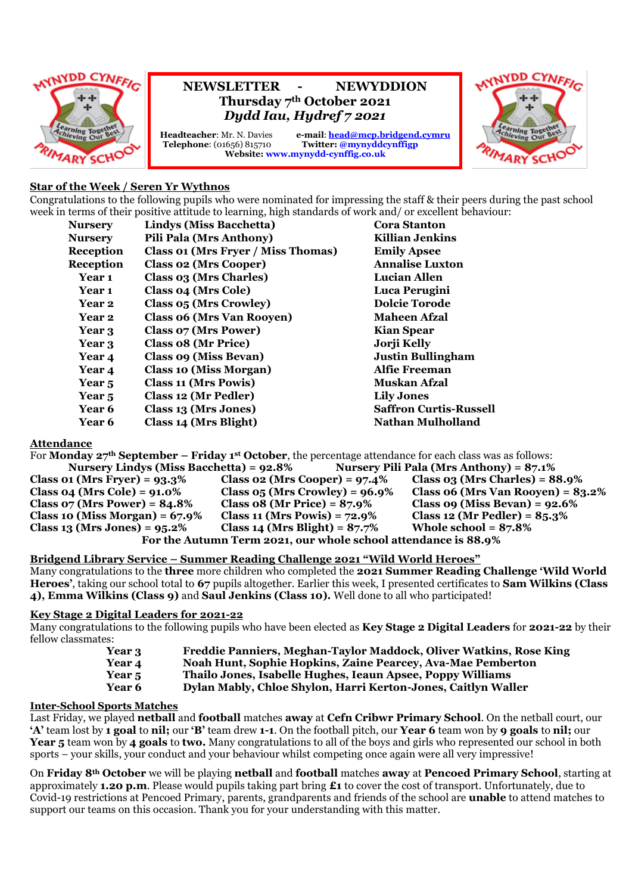# NEWSLETTER - NEWYDDION

**Thursday 7th October 2021**

***Dydd Iau, Hydref 7 2021***

**Headteacher**: Mr. N. Davies **e-mail**: **head@mcp.bridgend.cymru**
**Telephone**: (01656) 815710 **Twitter: @mynyddcynffigp**
**Website: www.mynydd-cynffig.co.uk**

## Star of the Week / Seren Yr Wythnos

Congratulations to the following pupils who were nominated for impressing the staff & their peers during the past school week in terms of their positive attitude to learning, high standards of work and/ or excellent behaviour:

| | | |
|---|---|---|
| **Nursery** | **Lindys (Miss Bacchetta)** | **Cora Stanton** |
| **Nursery** | **Pili Pala (Mrs Anthony)** | **Killian Jenkins** |
| **Reception** | **Class 01 (Mrs Fryer / Miss Thomas)** | **Emily Apsee** |
| **Reception** | **Class 02 (Mrs Cooper)** | **Annalise Luxton** |
| **Year 1** | **Class 03 (Mrs Charles)** | **Lucian Allen** |
| **Year 1** | **Class 04 (Mrs Cole)** | **Luca Perugini** |
| **Year 2** | **Class 05 (Mrs Crowley)** | **Dolcie Torode** |
| **Year 2** | **Class 06 (Mrs Van Rooyen)** | **Maheen Afzal** |
| **Year 3** | **Class 07 (Mrs Power)** | **Kian Spear** |
| **Year 3** | **Class 08 (Mr Price)** | **Jorji Kelly** |
| **Year 4** | **Class 09 (Miss Bevan)** | **Justin Bullingham** |
| **Year 4** | **Class 10 (Miss Morgan)** | **Alfie Freeman** |
| **Year 5** | **Class 11 (Mrs Powis)** | **Muskan Afzal** |
| **Year 5** | **Class 12 (Mr Pedler)** | **Lily Jones** |
| **Year 6** | **Class 13 (Mrs Jones)** | **Saffron Curtis-Russell** |
| **Year 6** | **Class 14 (Mrs Blight)** | **Nathan Mulholland** |

## Attendance

For **Monday 27th September – Friday 1st October**, the percentage attendance for each class was as follows:

**Nursery Lindys (Miss Bacchetta) = 92.8%** **Nursery Pili Pala (Mrs Anthony) = 87.1%**

| | | |
|---|---|---|
| **Class 01 (Mrs Fryer) = 93.3%** | **Class 02 (Mrs Cooper) = 97.4%** | **Class 03 (Mrs Charles) = 88.9%** |
| **Class 04 (Mrs Cole) = 91.0%** | **Class 05 (Mrs Crowley) = 96.9%** | **Class 06 (Mrs Van Rooyen) = 83.2%** |
| **Class 07 (Mrs Power) = 84.8%** | **Class 08 (Mr Price) = 87.9%** | **Class 09 (Miss Bevan) = 92.6%** |
| **Class 10 (Miss Morgan) = 67.9%** | **Class 11 (Mrs Powis) = 72.9%** | **Class 12 (Mr Pedler) = 85.3%** |
| **Class 13 (Mrs Jones) = 95.2%** | **Class 14 (Mrs Blight) = 87.7%** | **Whole school = 87.8%** |

**For the Autumn Term 2021, our whole school attendance is 88.9%**

## Bridgend Library Service – Summer Reading Challenge 2021 "Wild World Heroes"

Many congratulations to the **three** more children who completed the **2021 Summer Reading Challenge 'Wild World Heroes'**, taking our school total to **67** pupils altogether. Earlier this week, I presented certificates to **Sam Wilkins (Class 4), Emma Wilkins (Class 9)** and **Saul Jenkins (Class 10).** Well done to all who participated!

## Key Stage 2 Digital Leaders for 2021-22

Many congratulations to the following pupils who have been elected as **Key Stage 2 Digital Leaders** for **2021-22** by their fellow classmates:

| | |
|---|---|
| **Year 3** | **Freddie Panniers, Meghan-Taylor Maddock, Oliver Watkins, Rose King** |
| **Year 4** | **Noah Hunt, Sophie Hopkins, Zaine Pearcey, Ava-Mae Pemberton** |
| **Year 5** | **Thailo Jones, Isabelle Hughes, Ieaun Apsee, Poppy Williams** |
| **Year 6** | **Dylan Mably, Chloe Shylon, Harri Kerton-Jones, Caitlyn Waller** |

## Inter-School Sports Matches

Last Friday, we played **netball** and **football** matches **away** at **Cefn Cribwr Primary School**. On the netball court, our **'A'** team lost by **1 goal** to **nil;** our **'B'** team drew **1-1**. On the football pitch, our **Year 6** team won by **9 goals** to **nil;** our **Year 5** team won by **4 goals** to **two.** Many congratulations to all of the boys and girls who represented our school in both sports – your skills, your conduct and your behaviour whilst competing once again were all very impressive!

On **Friday 8th October** we will be playing **netball** and **football** matches **away** at **Pencoed Primary School**, starting at approximately **1.20 p.m**. Please would pupils taking part bring **£1** to cover the cost of transport. Unfortunately, due to Covid-19 restrictions at Pencoed Primary, parents, grandparents and friends of the school are **unable** to attend matches to support our teams on this occasion. Thank you for your understanding with this matter.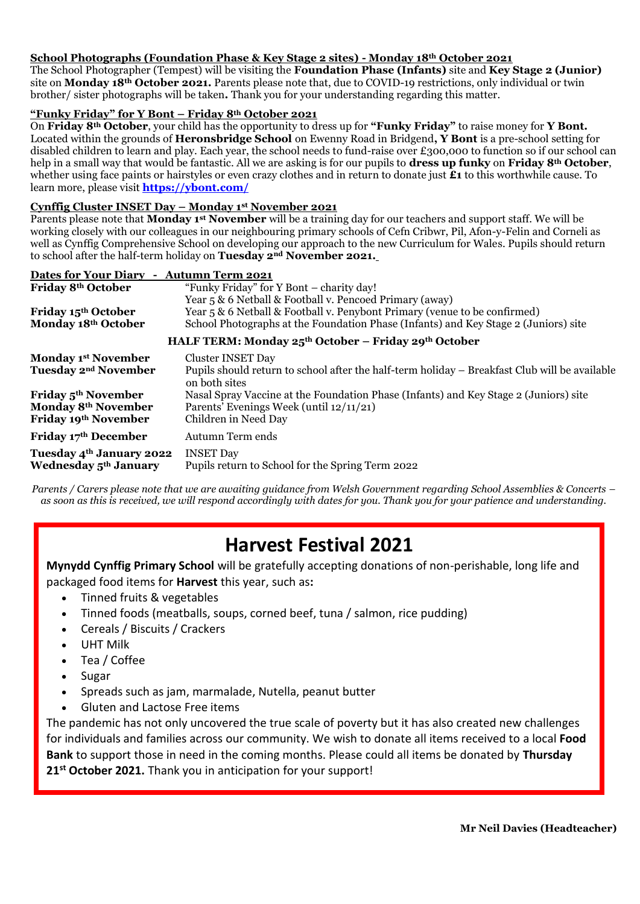### School Photographs (Foundation Phase & Key Stage 2 sites) - Monday 18th October 2021

The School Photographer (Tempest) will be visiting the **Foundation Phase (Infants)** site and **Key Stage 2 (Junior)** site on **Monday 18th October 2021.** Parents please note that, due to COVID-19 restrictions, only individual or twin brother/ sister photographs will be taken**.** Thank you for your understanding regarding this matter.

### "Funky Friday" for Y Bont – Friday 8th October 2021

On **Friday 8th October**, your child has the opportunity to dress up for **"Funky Friday"** to raise money for **Y Bont.** Located within the grounds of **Heronsbridge School** on Ewenny Road in Bridgend**, Y Bont** is a pre-school setting for disabled children to learn and play. Each year, the school needs to fund-raise over £300,000 to function so if our school can help in a small way that would be fantastic. All we are asking is for our pupils to **dress up funky** on **Friday 8th October**, whether using face paints or hairstyles or even crazy clothes and in return to donate just **£1** to this worthwhile cause. To learn more, please visit **https://ybont.com/**

### Cynffig Cluster INSET Day – Monday 1st November 2021

Parents please note that **Monday 1st November** will be a training day for our teachers and support staff. We will be working closely with our colleagues in our neighbouring primary schools of Cefn Cribwr, Pil, Afon-y-Felin and Corneli as well as Cynffig Comprehensive School on developing our approach to the new Curriculum for Wales. Pupils should return to school after the half-term holiday on **Tuesday 2nd November 2021.**

### Dates for Your Diary - Autumn Term 2021

| | |
|---|---|
| **Friday 8th October** | "Funky Friday" for Y Bont – charity day! Year 5 & 6 Netball & Football v. Pencoed Primary (away) |
| **Friday 15th October** | Year 5 & 6 Netball & Football v. Penybont Primary (venue to be confirmed) |
| **Monday 18th October** | School Photographs at the Foundation Phase (Infants) and Key Stage 2 (Juniors) site |
| **HALF TERM: Monday 25th October – Friday 29th October** | |
| **Monday 1st November** | Cluster INSET Day |
| **Tuesday 2nd November** | Pupils should return to school after the half-term holiday – Breakfast Club will be available on both sites |
| **Friday 5th November** | Nasal Spray Vaccine at the Foundation Phase (Infants) and Key Stage 2 (Juniors) site |
| **Monday 8th November** | Parents' Evenings Week (until 12/11/21) |
| **Friday 19th November** | Children in Need Day |
| **Friday 17th December** | Autumn Term ends |
| **Tuesday 4th January 2022** | INSET Day |
| **Wednesday 5th January** | Pupils return to School for the Spring Term 2022 |

*Parents / Carers please note that we are awaiting guidance from Welsh Government regarding School Assemblies & Concerts – as soon as this is received, we will respond accordingly with dates for you. Thank you for your patience and understanding.*

## Harvest Festival 2021

**Mynydd Cynffig Primary School** will be gratefully accepting donations of non-perishable, long life and packaged food items for **Harvest** this year, such as**:**

- Tinned fruits & vegetables
- Tinned foods (meatballs, soups, corned beef, tuna / salmon, rice pudding)
- Cereals / Biscuits / Crackers
- UHT Milk
- Tea / Coffee
- Sugar
- Spreads such as jam, marmalade, Nutella, peanut butter
- Gluten and Lactose Free items

The pandemic has not only uncovered the true scale of poverty but it has also created new challenges for individuals and families across our community. We wish to donate all items received to a local **Food Bank** to support those in need in the coming months. Please could all items be donated by **Thursday 21st October 2021.** Thank you in anticipation for your support!

**Mr Neil Davies (Headteacher)**